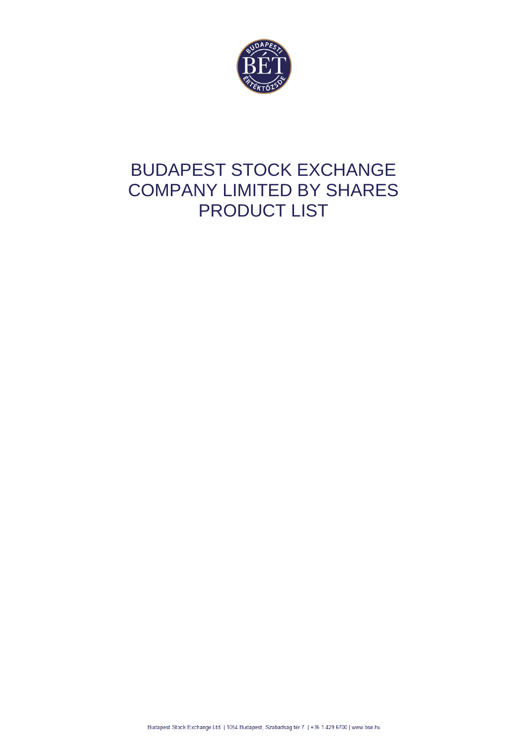# BUDAPEST STOCK EXCHANGE COMPANY LIMITED BY SHARES PRODUCT LIST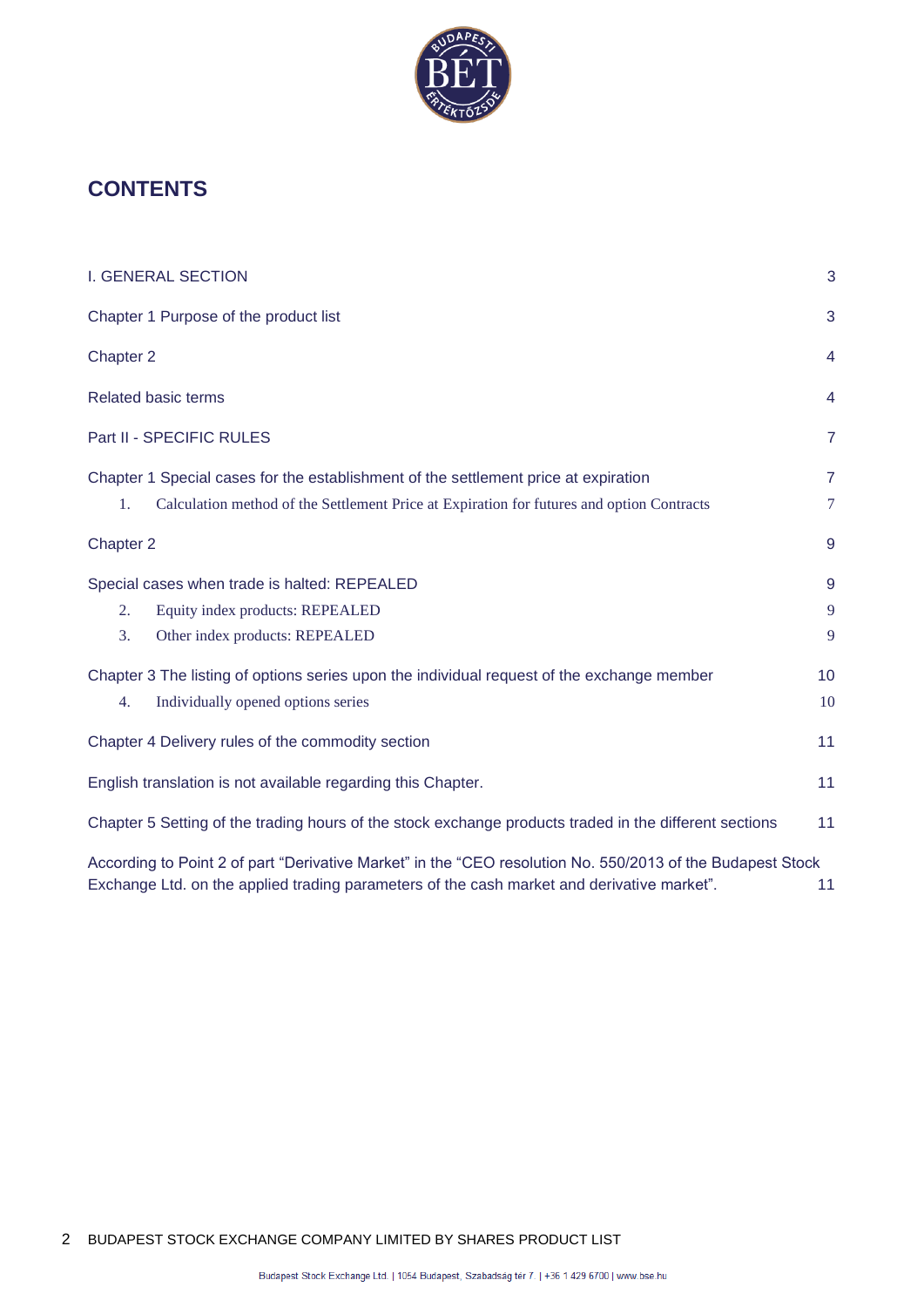# CONTENTS

| | |
|---|---|
| I. GENERAL SECTION | 3 |
| Chapter 1 Purpose of the product list | 3 |
| Chapter 2 | 4 |
| Related basic terms | 4 |
| Part II - SPECIFIC RULES | 7 |
| Chapter 1 Special cases for the establishment of the settlement price at expiration | 7 |
| 1. Calculation method of the Settlement Price at Expiration for futures and option Contracts | 7 |
| Chapter 2 | 9 |
| Special cases when trade is halted: REPEALED | 9 |
| 2. Equity index products: REPEALED | 9 |
| 3. Other index products: REPEALED | 9 |
| Chapter 3 The listing of options series upon the individual request of the exchange member | 10 |
| 4. Individually opened options series | 10 |
| Chapter 4 Delivery rules of the commodity section | 11 |
| English translation is not available regarding this Chapter. | 11 |
| Chapter 5 Setting of the trading hours of the stock exchange products traded in the different sections | 11 |
| According to Point 2 of part "Derivative Market" in the "CEO resolution No. 550/2013 of the Budapest Stock Exchange Ltd. on the applied trading parameters of the cash market and derivative market". | 11 |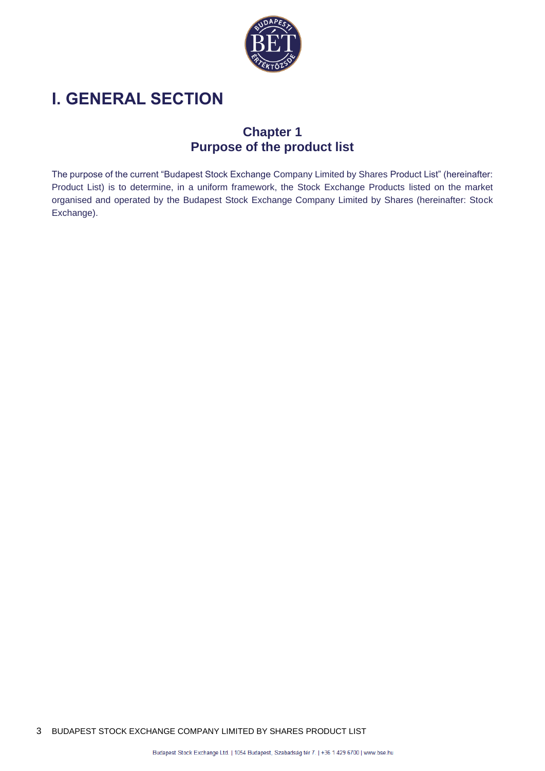# I. GENERAL SECTION

## Chapter 1
## Purpose of the product list

The purpose of the current "Budapest Stock Exchange Company Limited by Shares Product List" (hereinafter: Product List) is to determine, in a uniform framework, the Stock Exchange Products listed on the market organised and operated by the Budapest Stock Exchange Company Limited by Shares (hereinafter: Stock Exchange).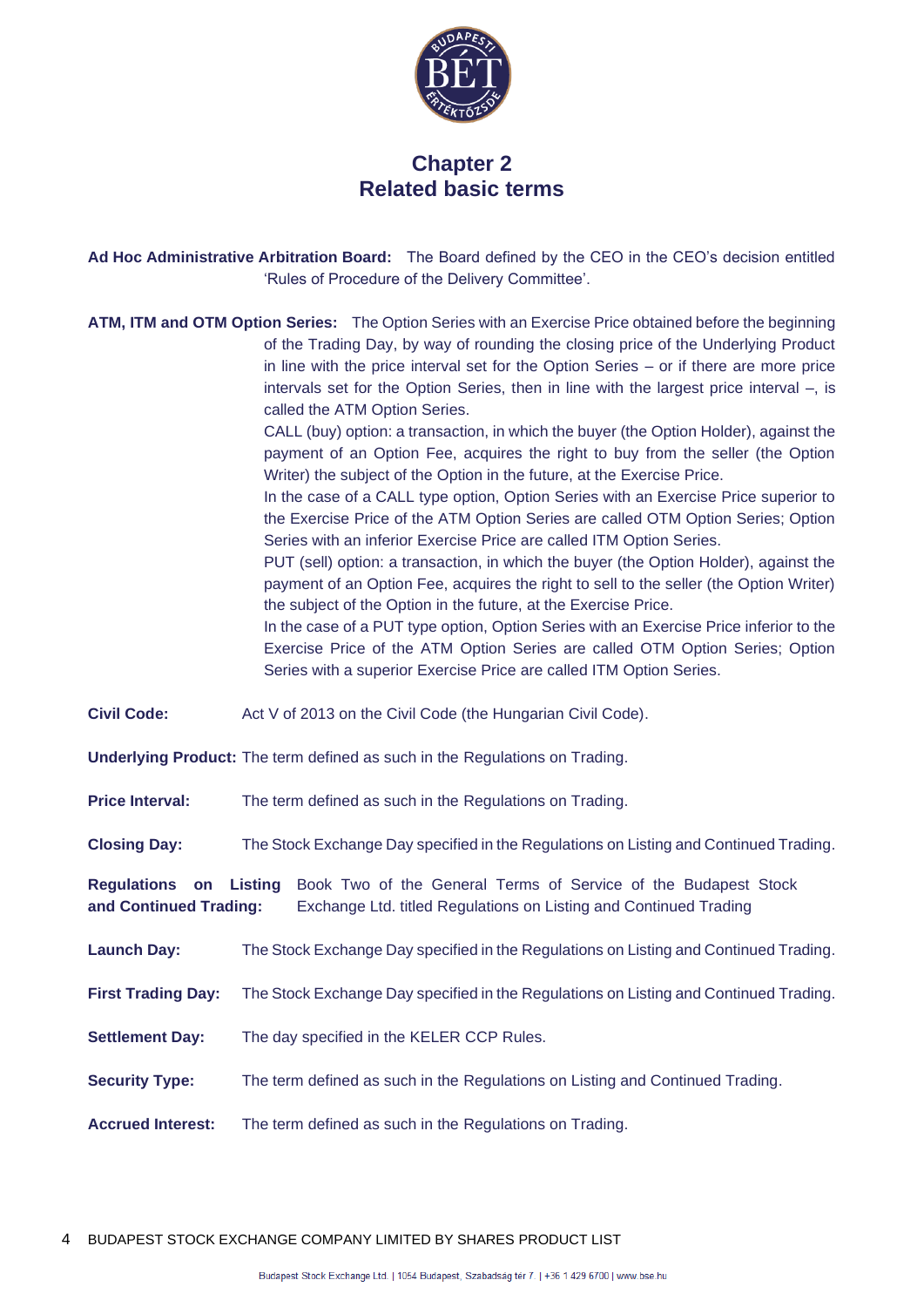# Chapter 2
# Related basic terms

**Ad Hoc Administrative Arbitration Board:** The Board defined by the CEO in the CEO's decision entitled 'Rules of Procedure of the Delivery Committee'.

**ATM, ITM and OTM Option Series:** The Option Series with an Exercise Price obtained before the beginning of the Trading Day, by way of rounding the closing price of the Underlying Product in line with the price interval set for the Option Series – or if there are more price intervals set for the Option Series, then in line with the largest price interval –, is called the ATM Option Series.

CALL (buy) option: a transaction, in which the buyer (the Option Holder), against the payment of an Option Fee, acquires the right to buy from the seller (the Option Writer) the subject of the Option in the future, at the Exercise Price.

In the case of a CALL type option, Option Series with an Exercise Price superior to the Exercise Price of the ATM Option Series are called OTM Option Series; Option Series with an inferior Exercise Price are called ITM Option Series.

PUT (sell) option: a transaction, in which the buyer (the Option Holder), against the payment of an Option Fee, acquires the right to sell to the seller (the Option Writer) the subject of the Option in the future, at the Exercise Price.

In the case of a PUT type option, Option Series with an Exercise Price inferior to the Exercise Price of the ATM Option Series are called OTM Option Series; Option Series with a superior Exercise Price are called ITM Option Series.

**Civil Code:** Act V of 2013 on the Civil Code (the Hungarian Civil Code).

**Underlying Product:** The term defined as such in the Regulations on Trading.

**Price Interval:** The term defined as such in the Regulations on Trading.

**Closing Day:** The Stock Exchange Day specified in the Regulations on Listing and Continued Trading.

**Regulations on Listing and Continued Trading:** Book Two of the General Terms of Service of the Budapest Stock Exchange Ltd. titled Regulations on Listing and Continued Trading

**Launch Day:** The Stock Exchange Day specified in the Regulations on Listing and Continued Trading.

**First Trading Day:** The Stock Exchange Day specified in the Regulations on Listing and Continued Trading.

**Settlement Day:** The day specified in the KELER CCP Rules.

**Security Type:** The term defined as such in the Regulations on Listing and Continued Trading.

**Accrued Interest:** The term defined as such in the Regulations on Trading.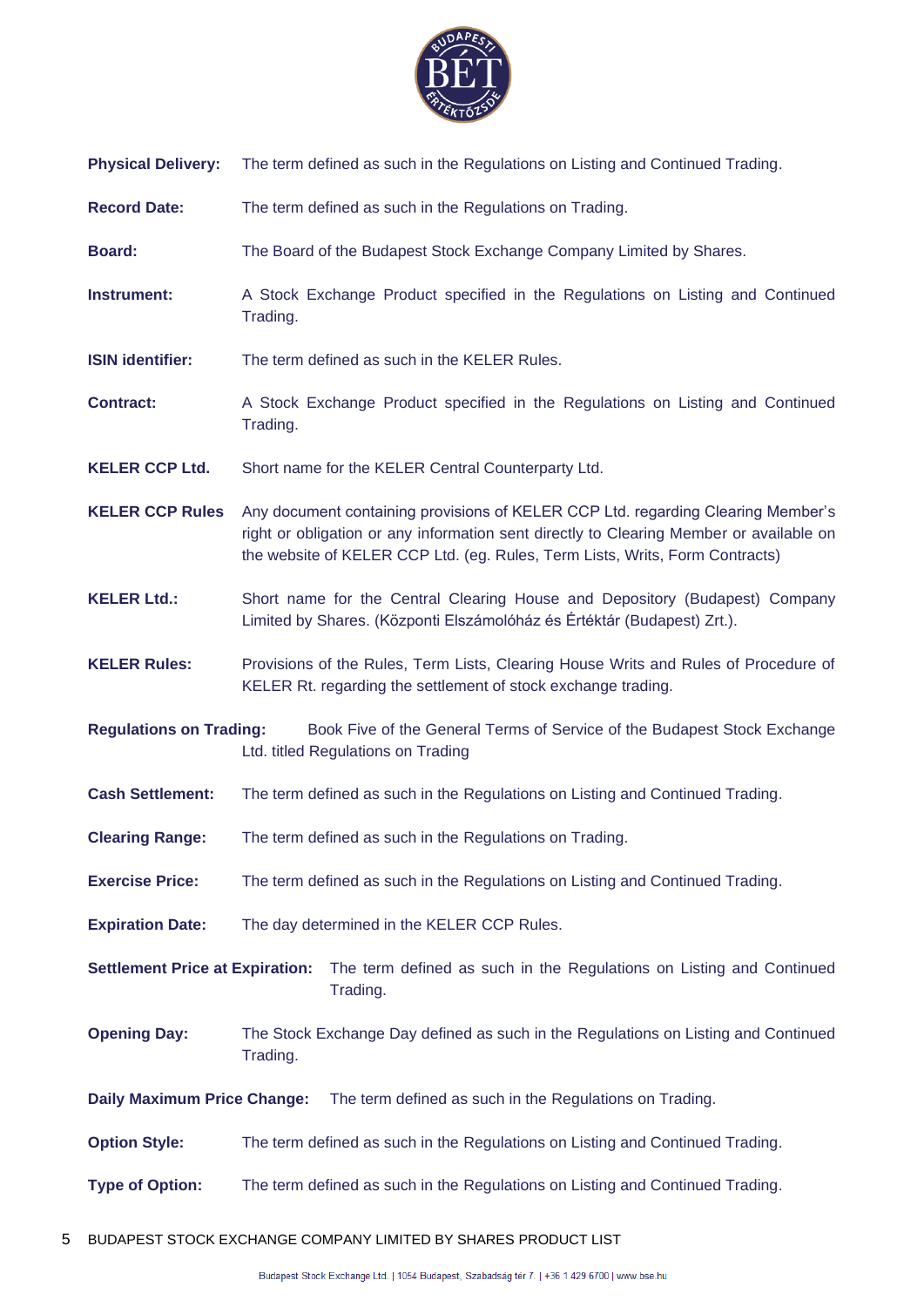**Physical Delivery:** The term defined as such in the Regulations on Listing and Continued Trading.

**Record Date:** The term defined as such in the Regulations on Trading.

**Board:** The Board of the Budapest Stock Exchange Company Limited by Shares.

**Instrument:** A Stock Exchange Product specified in the Regulations on Listing and Continued Trading.

**ISIN identifier:** The term defined as such in the KELER Rules.

**Contract:** A Stock Exchange Product specified in the Regulations on Listing and Continued Trading.

**KELER CCP Ltd.** Short name for the KELER Central Counterparty Ltd.

**KELER CCP Rules** Any document containing provisions of KELER CCP Ltd. regarding Clearing Member's right or obligation or any information sent directly to Clearing Member or available on the website of KELER CCP Ltd. (eg. Rules, Term Lists, Writs, Form Contracts)

**KELER Ltd.:** Short name for the Central Clearing House and Depository (Budapest) Company Limited by Shares. (Központi Elszámolóház és Értéktár (Budapest) Zrt.).

**KELER Rules:** Provisions of the Rules, Term Lists, Clearing House Writs and Rules of Procedure of KELER Rt. regarding the settlement of stock exchange trading.

**Regulations on Trading:** Book Five of the General Terms of Service of the Budapest Stock Exchange Ltd. titled Regulations on Trading

**Cash Settlement:** The term defined as such in the Regulations on Listing and Continued Trading.

**Clearing Range:** The term defined as such in the Regulations on Trading.

**Exercise Price:** The term defined as such in the Regulations on Listing and Continued Trading.

**Expiration Date:** The day determined in the KELER CCP Rules.

**Settlement Price at Expiration:** The term defined as such in the Regulations on Listing and Continued Trading.

**Opening Day:** The Stock Exchange Day defined as such in the Regulations on Listing and Continued Trading.

**Daily Maximum Price Change:** The term defined as such in the Regulations on Trading.

**Option Style:** The term defined as such in the Regulations on Listing and Continued Trading.

**Type of Option:** The term defined as such in the Regulations on Listing and Continued Trading.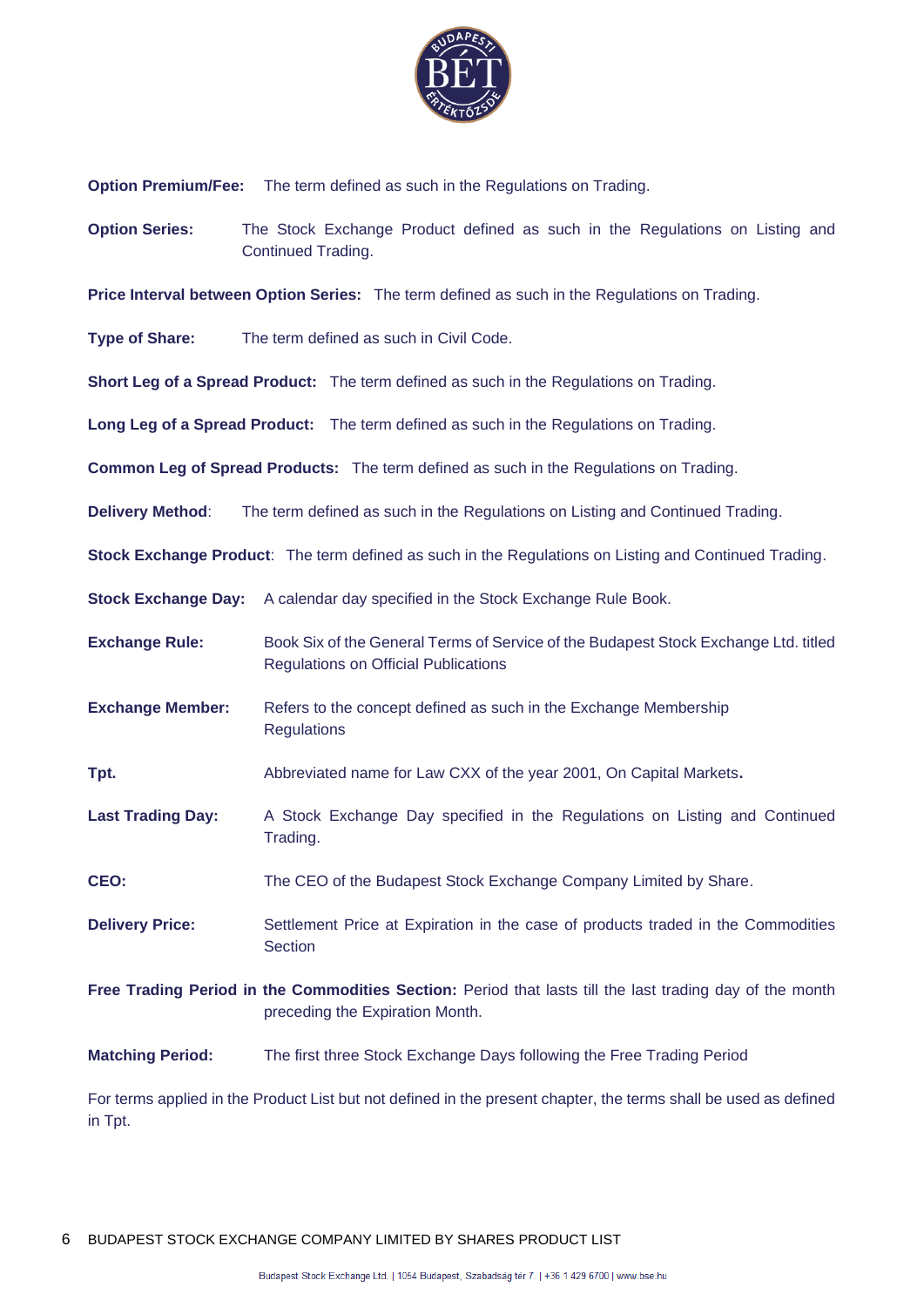**Option Premium/Fee:** The term defined as such in the Regulations on Trading.

**Option Series:** The Stock Exchange Product defined as such in the Regulations on Listing and Continued Trading.

**Price Interval between Option Series:** The term defined as such in the Regulations on Trading.

**Type of Share:** The term defined as such in Civil Code.

**Short Leg of a Spread Product:** The term defined as such in the Regulations on Trading.

**Long Leg of a Spread Product:** The term defined as such in the Regulations on Trading.

**Common Leg of Spread Products:** The term defined as such in the Regulations on Trading.

**Delivery Method**: The term defined as such in the Regulations on Listing and Continued Trading.

**Stock Exchange Product**: The term defined as such in the Regulations on Listing and Continued Trading.

**Stock Exchange Day:** A calendar day specified in the Stock Exchange Rule Book.

**Exchange Rule:** Book Six of the General Terms of Service of the Budapest Stock Exchange Ltd. titled Regulations on Official Publications

**Exchange Member:** Refers to the concept defined as such in the Exchange Membership Regulations

**Tpt.** Abbreviated name for Law CXX of the year 2001, On Capital Markets**.**

**Last Trading Day:** A Stock Exchange Day specified in the Regulations on Listing and Continued Trading.

**CEO:** The CEO of the Budapest Stock Exchange Company Limited by Share.

**Delivery Price:** Settlement Price at Expiration in the case of products traded in the Commodities Section

**Free Trading Period in the Commodities Section:** Period that lasts till the last trading day of the month preceding the Expiration Month.

**Matching Period:** The first three Stock Exchange Days following the Free Trading Period

For terms applied in the Product List but not defined in the present chapter, the terms shall be used as defined in Tpt.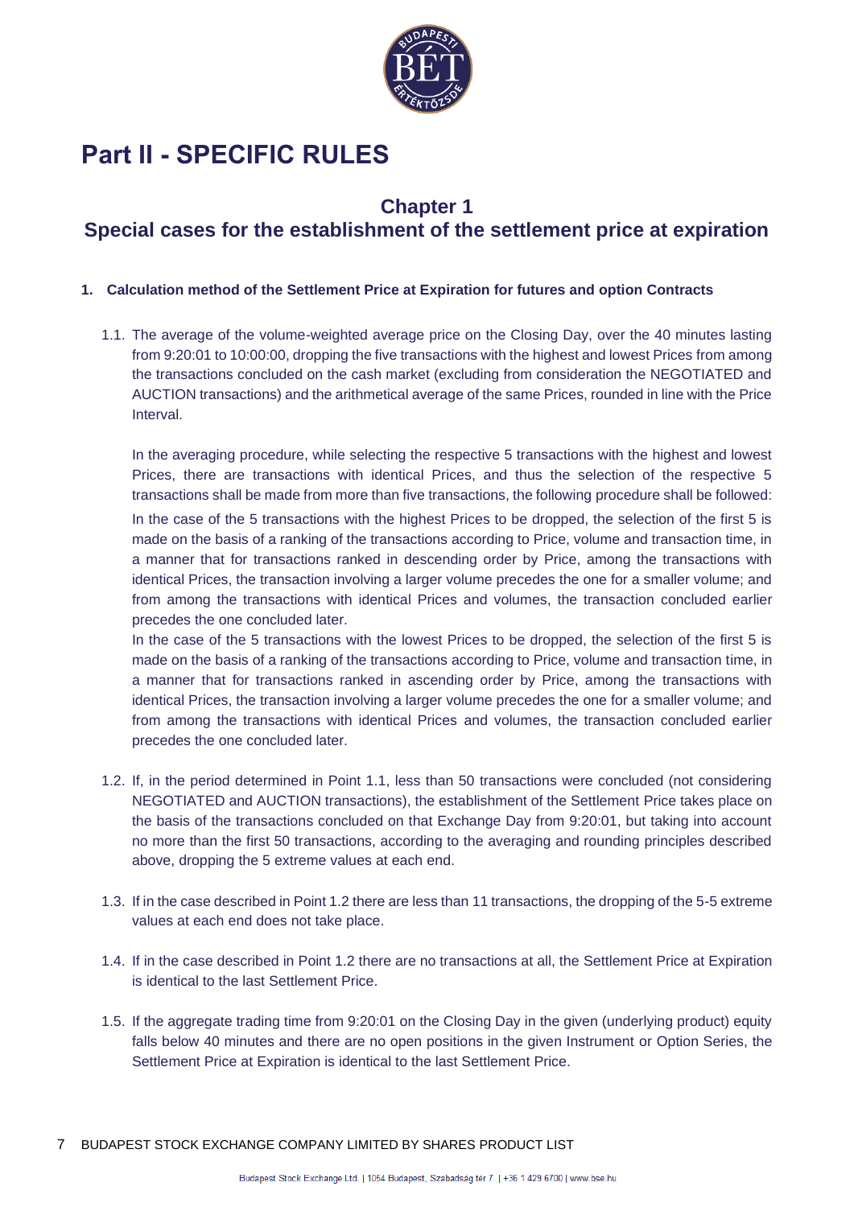# Part II - SPECIFIC RULES

## Chapter 1
## Special cases for the establishment of the settlement price at expiration

### 1. Calculation method of the Settlement Price at Expiration for futures and option Contracts

1.1. The average of the volume-weighted average price on the Closing Day, over the 40 minutes lasting from 9:20:01 to 10:00:00, dropping the five transactions with the highest and lowest Prices from among the transactions concluded on the cash market (excluding from consideration the NEGOTIATED and AUCTION transactions) and the arithmetical average of the same Prices, rounded in line with the Price Interval.

In the averaging procedure, while selecting the respective 5 transactions with the highest and lowest Prices, there are transactions with identical Prices, and thus the selection of the respective 5 transactions shall be made from more than five transactions, the following procedure shall be followed:

In the case of the 5 transactions with the highest Prices to be dropped, the selection of the first 5 is made on the basis of a ranking of the transactions according to Price, volume and transaction time, in a manner that for transactions ranked in descending order by Price, among the transactions with identical Prices, the transaction involving a larger volume precedes the one for a smaller volume; and from among the transactions with identical Prices and volumes, the transaction concluded earlier precedes the one concluded later.

In the case of the 5 transactions with the lowest Prices to be dropped, the selection of the first 5 is made on the basis of a ranking of the transactions according to Price, volume and transaction time, in a manner that for transactions ranked in ascending order by Price, among the transactions with identical Prices, the transaction involving a larger volume precedes the one for a smaller volume; and from among the transactions with identical Prices and volumes, the transaction concluded earlier precedes the one concluded later.

1.2. If, in the period determined in Point 1.1, less than 50 transactions were concluded (not considering NEGOTIATED and AUCTION transactions), the establishment of the Settlement Price takes place on the basis of the transactions concluded on that Exchange Day from 9:20:01, but taking into account no more than the first 50 transactions, according to the averaging and rounding principles described above, dropping the 5 extreme values at each end.

1.3. If in the case described in Point 1.2 there are less than 11 transactions, the dropping of the 5-5 extreme values at each end does not take place.

1.4. If in the case described in Point 1.2 there are no transactions at all, the Settlement Price at Expiration is identical to the last Settlement Price.

1.5. If the aggregate trading time from 9:20:01 on the Closing Day in the given (underlying product) equity falls below 40 minutes and there are no open positions in the given Instrument or Option Series, the Settlement Price at Expiration is identical to the last Settlement Price.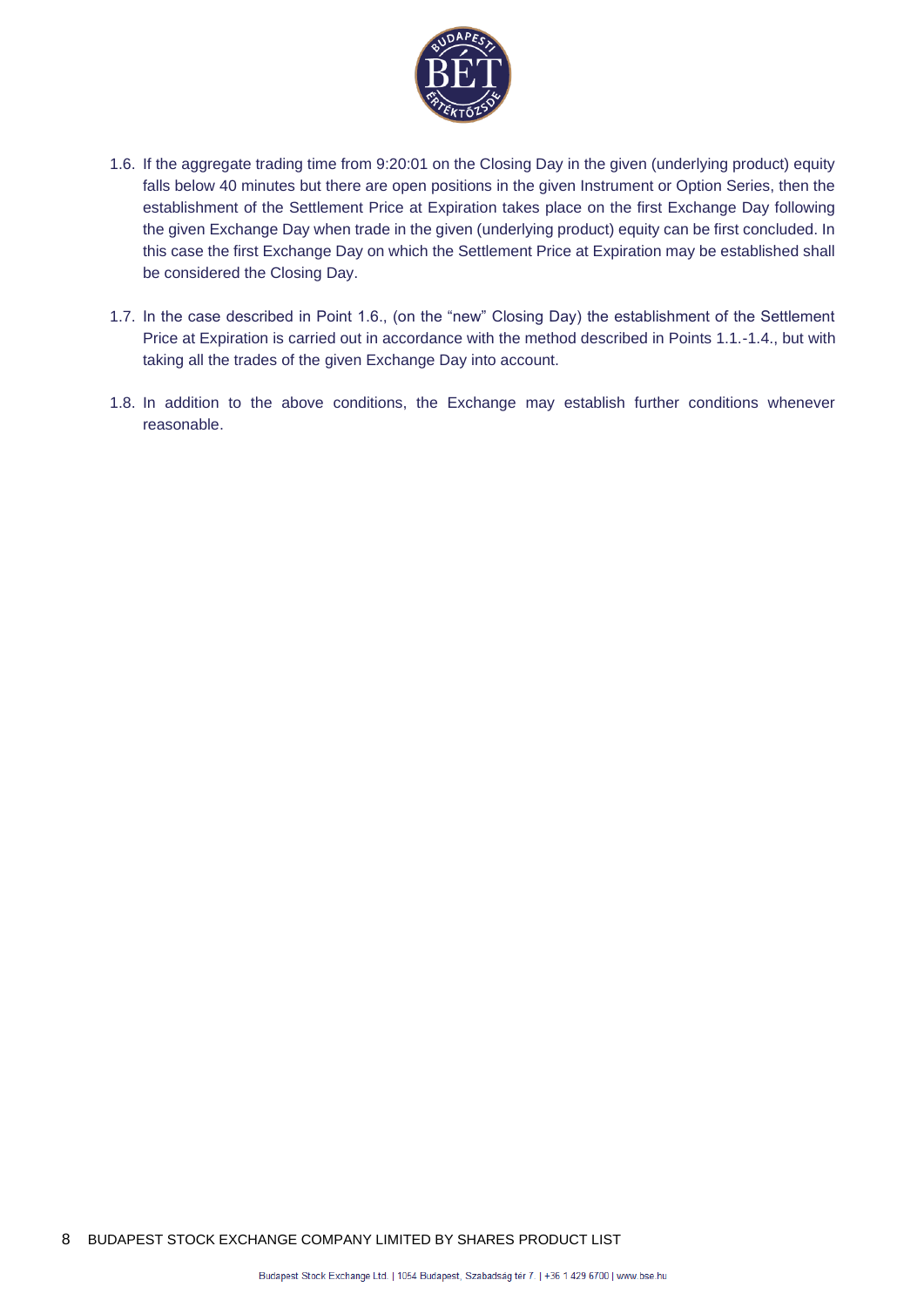1.6. If the aggregate trading time from 9:20:01 on the Closing Day in the given (underlying product) equity falls below 40 minutes but there are open positions in the given Instrument or Option Series, then the establishment of the Settlement Price at Expiration takes place on the first Exchange Day following the given Exchange Day when trade in the given (underlying product) equity can be first concluded. In this case the first Exchange Day on which the Settlement Price at Expiration may be established shall be considered the Closing Day.

1.7. In the case described in Point 1.6., (on the "new" Closing Day) the establishment of the Settlement Price at Expiration is carried out in accordance with the method described in Points 1.1.-1.4., but with taking all the trades of the given Exchange Day into account.

1.8. In addition to the above conditions, the Exchange may establish further conditions whenever reasonable.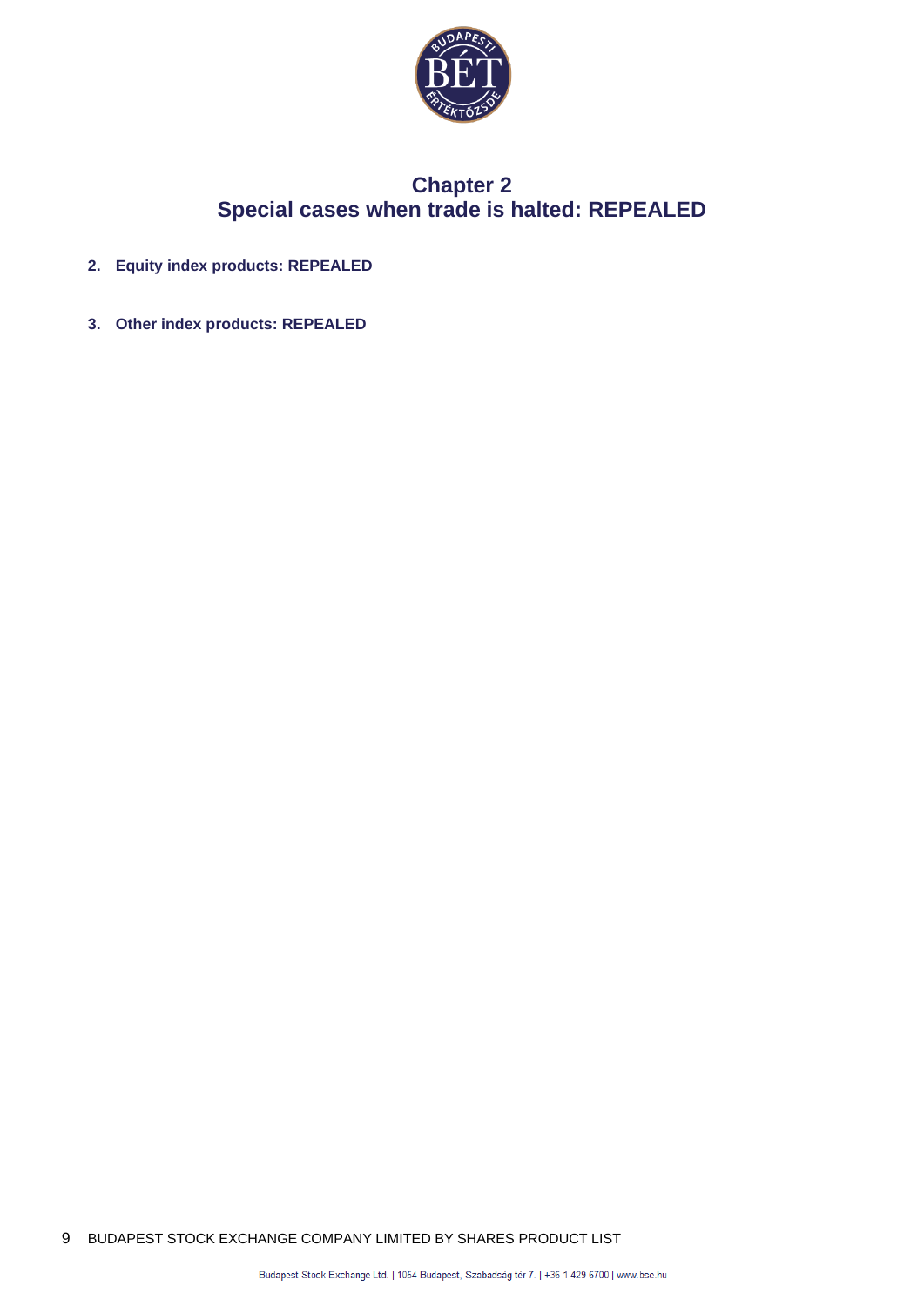# Chapter 2
# Special cases when trade is halted: REPEALED

**2. Equity index products: REPEALED**

**3. Other index products: REPEALED**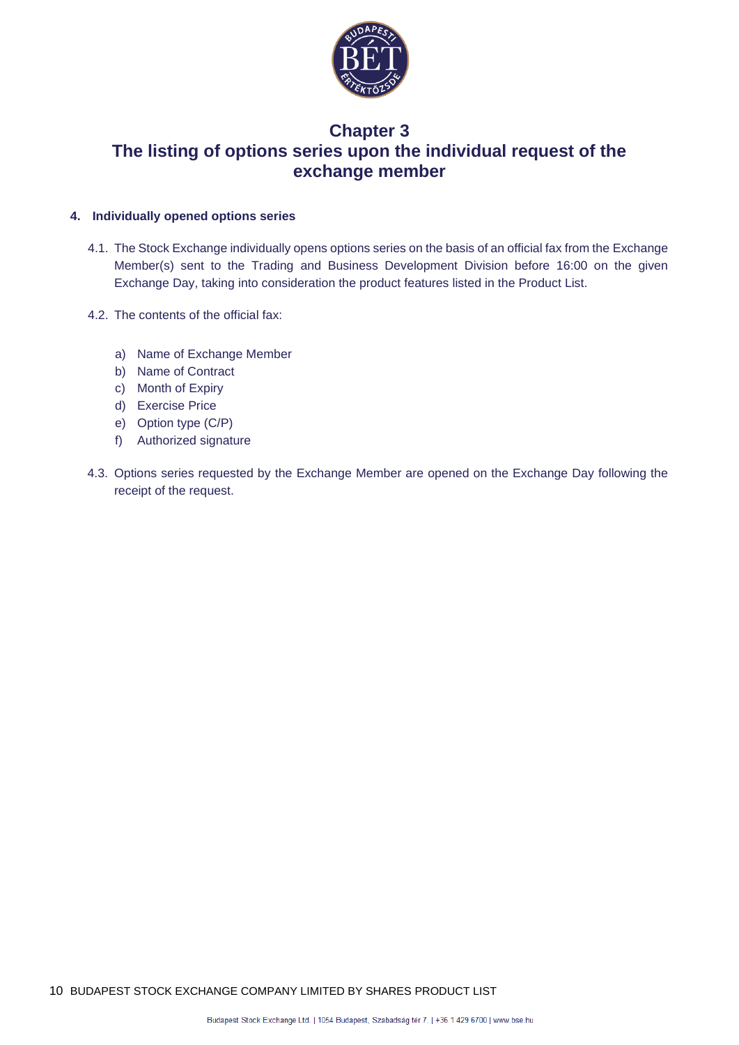# Chapter 3
# The listing of options series upon the individual request of the exchange member

## 4. Individually opened options series

4.1. The Stock Exchange individually opens options series on the basis of an official fax from the Exchange Member(s) sent to the Trading and Business Development Division before 16:00 on the given Exchange Day, taking into consideration the product features listed in the Product List.

4.2. The contents of the official fax:

a) Name of Exchange Member
b) Name of Contract
c) Month of Expiry
d) Exercise Price
e) Option type (C/P)
f) Authorized signature

4.3. Options series requested by the Exchange Member are opened on the Exchange Day following the receipt of the request.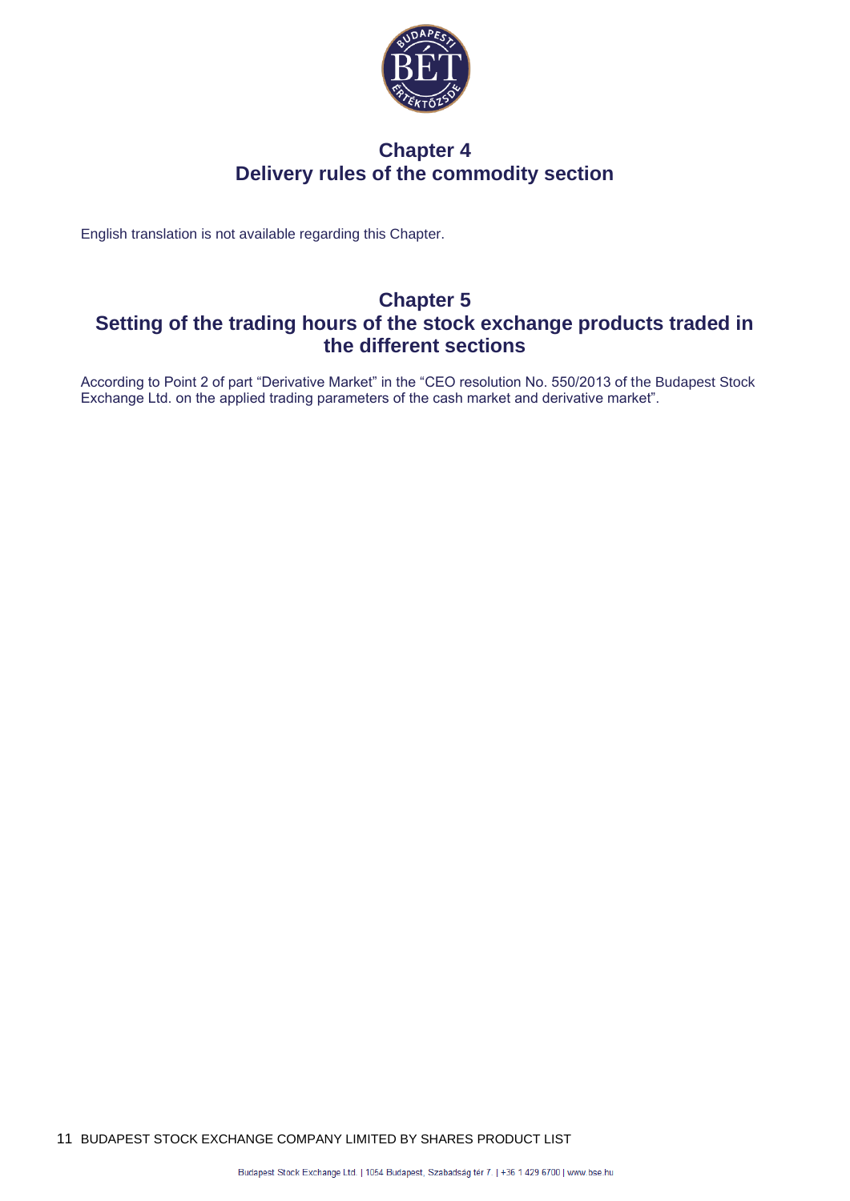## Chapter 4
## Delivery rules of the commodity section

English translation is not available regarding this Chapter.

## Chapter 5
## Setting of the trading hours of the stock exchange products traded in the different sections

According to Point 2 of part "Derivative Market" in the "CEO resolution No. 550/2013 of the Budapest Stock Exchange Ltd. on the applied trading parameters of the cash market and derivative market".